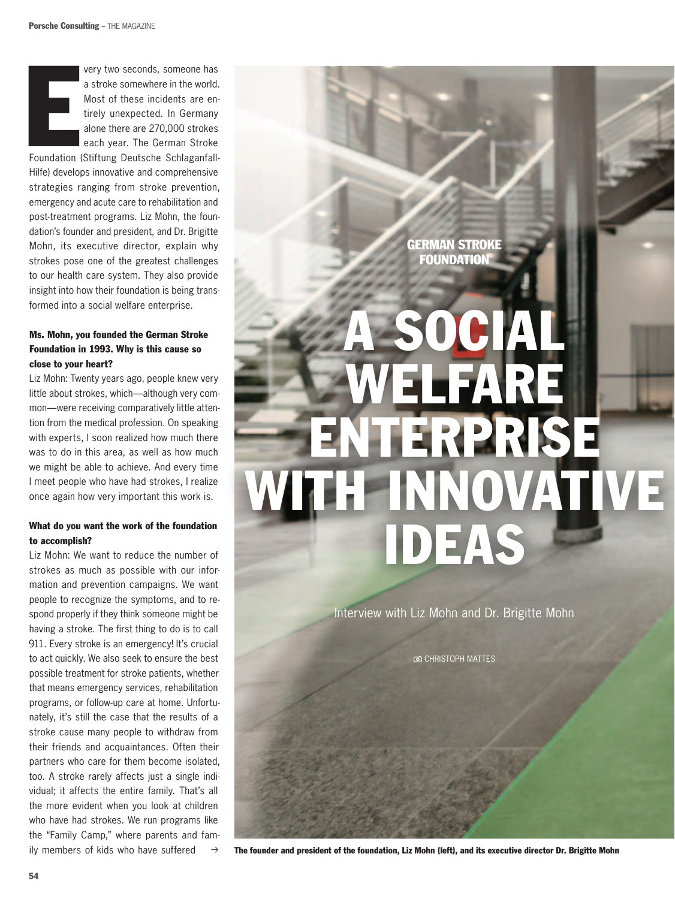GERMAN STROKE FOUNDATION

# A SOCIAL WELFARE ENTERPRISE WITH INNOVATIVE IDEAS

Interview with Liz Mohn and Dr. Brigitte Mohn

CHRISTOPH MATTES

Every two seconds, someone has a stroke somewhere in the world. Most of these incidents are entirely unexpected. In Germany alone there are 270,000 strokes each year. The German Stroke Foundation (Stiftung Deutsche Schlaganfall-Hilfe) develops innovative and comprehensive strategies ranging from stroke prevention, emergency and acute care to rehabilitation and post-treatment programs. Liz Mohn, the foundation's founder and president, and Dr. Brigitte Mohn, its executive director, explain why strokes pose one of the greatest challenges to our health care system. They also provide insight into how their foundation is being transformed into a social welfare enterprise.

**Ms. Mohn, you founded the German Stroke Foundation in 1993. Why is this cause so close to your heart?**

Liz Mohn: Twenty years ago, people knew very little about strokes, which—although very common—were receiving comparatively little attention from the medical profession. On speaking with experts, I soon realized how much there was to do in this area, as well as how much we might be able to achieve. And every time I meet people who have had strokes, I realize once again how very important this work is.

**What do you want the work of the foundation to accomplish?**

Liz Mohn: We want to reduce the number of strokes as much as possible with our information and prevention campaigns. We want people to recognize the symptoms, and to respond properly if they think someone might be having a stroke. The first thing to do is to call 911. Every stroke is an emergency! It's crucial to act quickly. We also seek to ensure the best possible treatment for stroke patients, whether that means emergency services, rehabilitation programs, or follow-up care at home. Unfortunately, it's still the case that the results of a stroke cause many people to withdraw from their friends and acquaintances. Often their partners who care for them become isolated, too. A stroke rarely affects just a single individual; it affects the entire family. That's all the more evident when you look at children who have had strokes. We run programs like the "Family Camp," where parents and family members of kids who have suffered →

**The founder and president of the foundation, Liz Mohn (left), and its executive director Dr. Brigitte Mohn**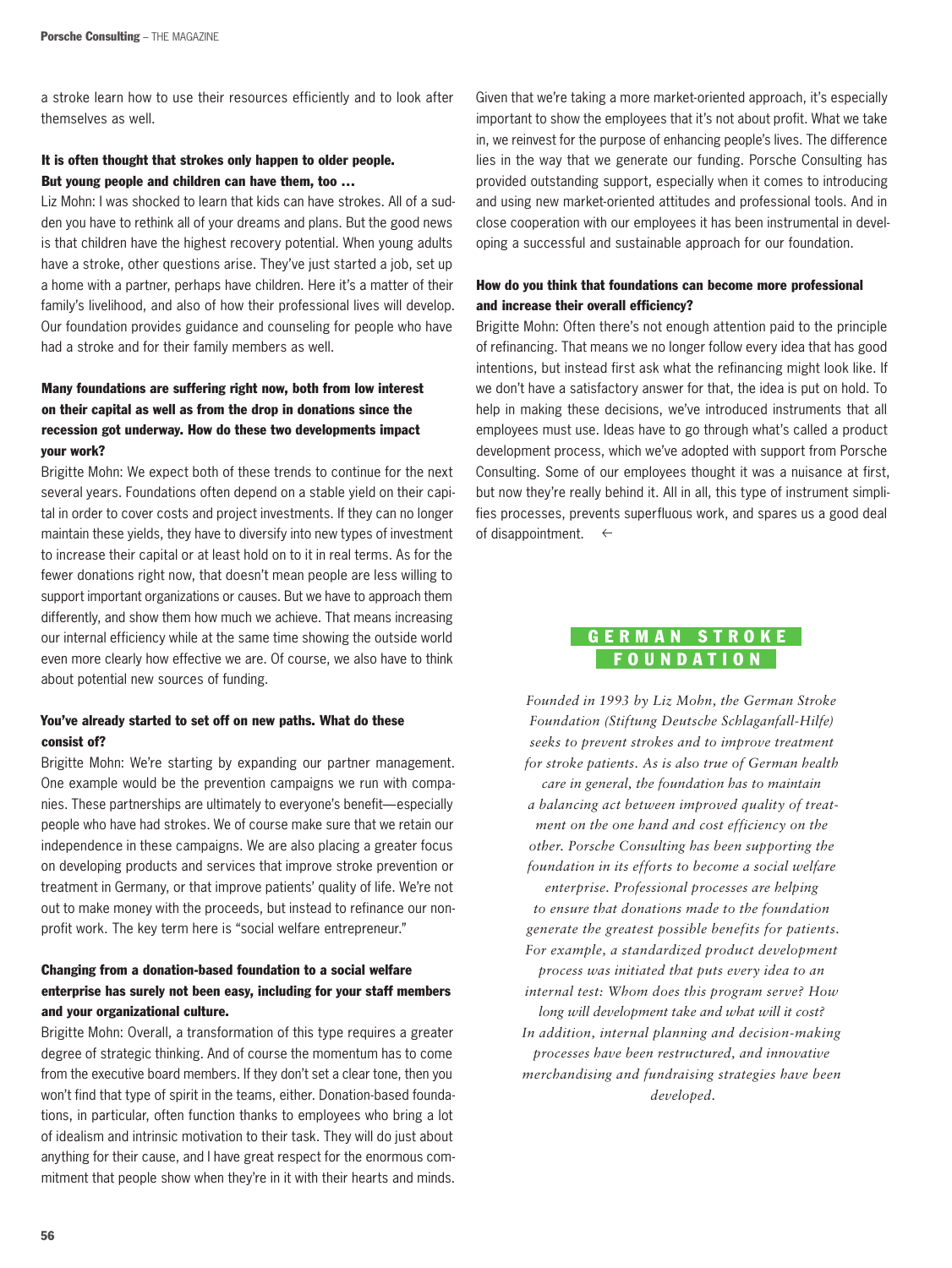a stroke learn how to use their resources efficiently and to look after themselves as well.

**It is often thought that strokes only happen to older people. But young people and children can have them, too …**

Liz Mohn: I was shocked to learn that kids can have strokes. All of a sudden you have to rethink all of your dreams and plans. But the good news is that children have the highest recovery potential. When young adults have a stroke, other questions arise. They've just started a job, set up a home with a partner, perhaps have children. Here it's a matter of their family's livelihood, and also of how their professional lives will develop. Our foundation provides guidance and counseling for people who have had a stroke and for their family members as well.

**Many foundations are suffering right now, both from low interest on their capital as well as from the drop in donations since the recession got underway. How do these two developments impact your work?**

Brigitte Mohn: We expect both of these trends to continue for the next several years. Foundations often depend on a stable yield on their capital in order to cover costs and project investments. If they can no longer maintain these yields, they have to diversify into new types of investment to increase their capital or at least hold on to it in real terms. As for the fewer donations right now, that doesn't mean people are less willing to support important organizations or causes. But we have to approach them differently, and show them how much we achieve. That means increasing our internal efficiency while at the same time showing the outside world even more clearly how effective we are. Of course, we also have to think about potential new sources of funding.

**You've already started to set off on new paths. What do these consist of?**

Brigitte Mohn: We're starting by expanding our partner management. One example would be the prevention campaigns we run with companies. These partnerships are ultimately to everyone's benefit—especially people who have had strokes. We of course make sure that we retain our independence in these campaigns. We are also placing a greater focus on developing products and services that improve stroke prevention or treatment in Germany, or that improve patients' quality of life. We're not out to make money with the proceeds, but instead to refinance our nonprofit work. The key term here is "social welfare entrepreneur."

**Changing from a donation-based foundation to a social welfare enterprise has surely not been easy, including for your staff members and your organizational culture.**

Brigitte Mohn: Overall, a transformation of this type requires a greater degree of strategic thinking. And of course the momentum has to come from the executive board members. If they don't set a clear tone, then you won't find that type of spirit in the teams, either. Donation-based foundations, in particular, often function thanks to employees who bring a lot of idealism and intrinsic motivation to their task. They will do just about anything for their cause, and I have great respect for the enormous commitment that people show when they're in it with their hearts and minds. Given that we're taking a more market-oriented approach, it's especially important to show the employees that it's not about profit. What we take in, we reinvest for the purpose of enhancing people's lives. The difference lies in the way that we generate our funding. Porsche Consulting has provided outstanding support, especially when it comes to introducing and using new market-oriented attitudes and professional tools. And in close cooperation with our employees it has been instrumental in developing a successful and sustainable approach for our foundation.

**How do you think that foundations can become more professional and increase their overall efficiency?**

Brigitte Mohn: Often there's not enough attention paid to the principle of refinancing. That means we no longer follow every idea that has good intentions, but instead first ask what the refinancing might look like. If we don't have a satisfactory answer for that, the idea is put on hold. To help in making these decisions, we've introduced instruments that all employees must use. Ideas have to go through what's called a product development process, which we've adopted with support from Porsche Consulting. Some of our employees thought it was a nuisance at first, but now they're really behind it. All in all, this type of instrument simplifies processes, prevents superfluous work, and spares us a good deal of disappointment. ←

## GERMAN STROKE FOUNDATION

*Founded in 1993 by Liz Mohn, the German Stroke Foundation (Stiftung Deutsche Schlaganfall-Hilfe) seeks to prevent strokes and to improve treatment for stroke patients. As is also true of German health care in general, the foundation has to maintain a balancing act between improved quality of treatment on the one hand and cost efficiency on the other. Porsche Consulting has been supporting the foundation in its efforts to become a social welfare enterprise. Professional processes are helping to ensure that donations made to the foundation generate the greatest possible benefits for patients. For example, a standardized product development process was initiated that puts every idea to an internal test: Whom does this program serve? How long will development take and what will it cost? In addition, internal planning and decision-making processes have been restructured, and innovative merchandising and fundraising strategies have been developed.*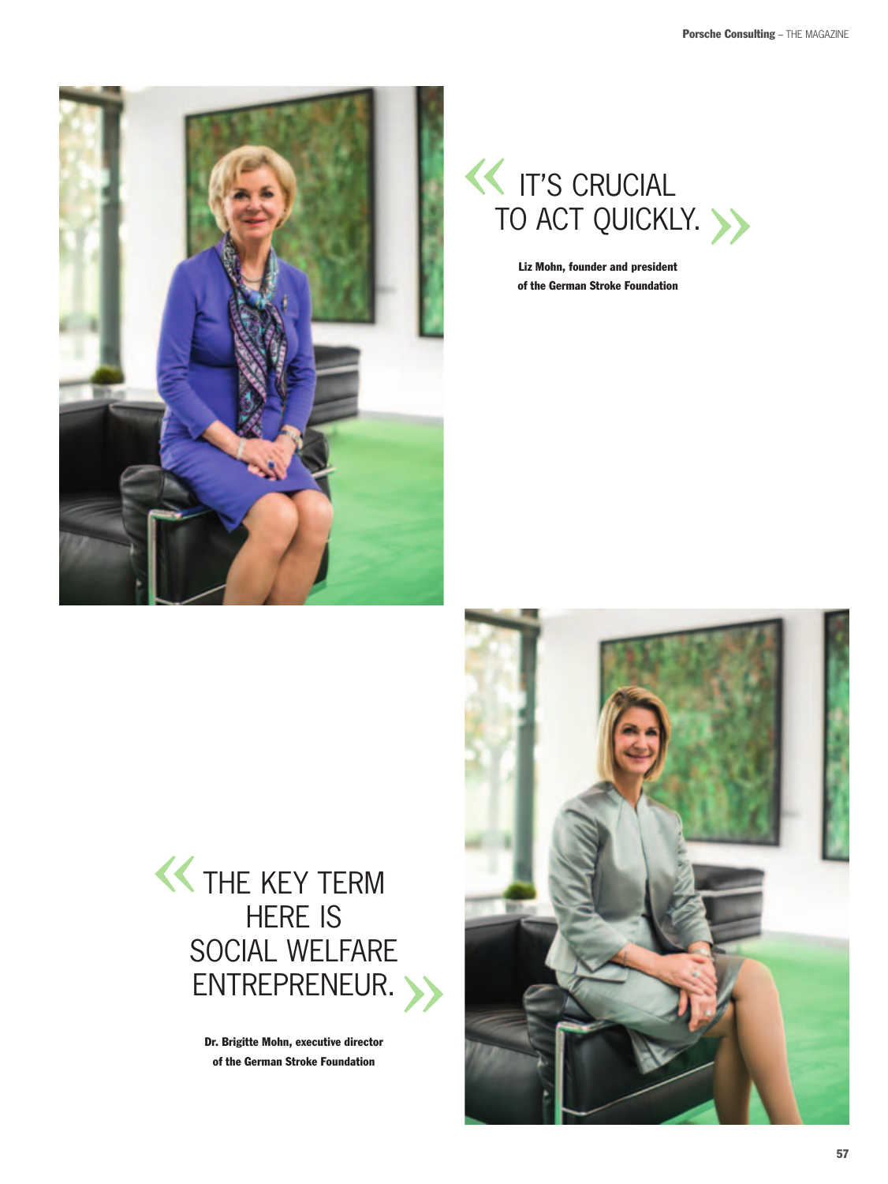« IT'S CRUCIAL TO ACT QUICKLY. »

**Liz Mohn, founder and president of the German Stroke Foundation**

« THE KEY TERM HERE IS SOCIAL WELFARE ENTREPRENEUR. »

**Dr. Brigitte Mohn, executive director of the German Stroke Foundation**